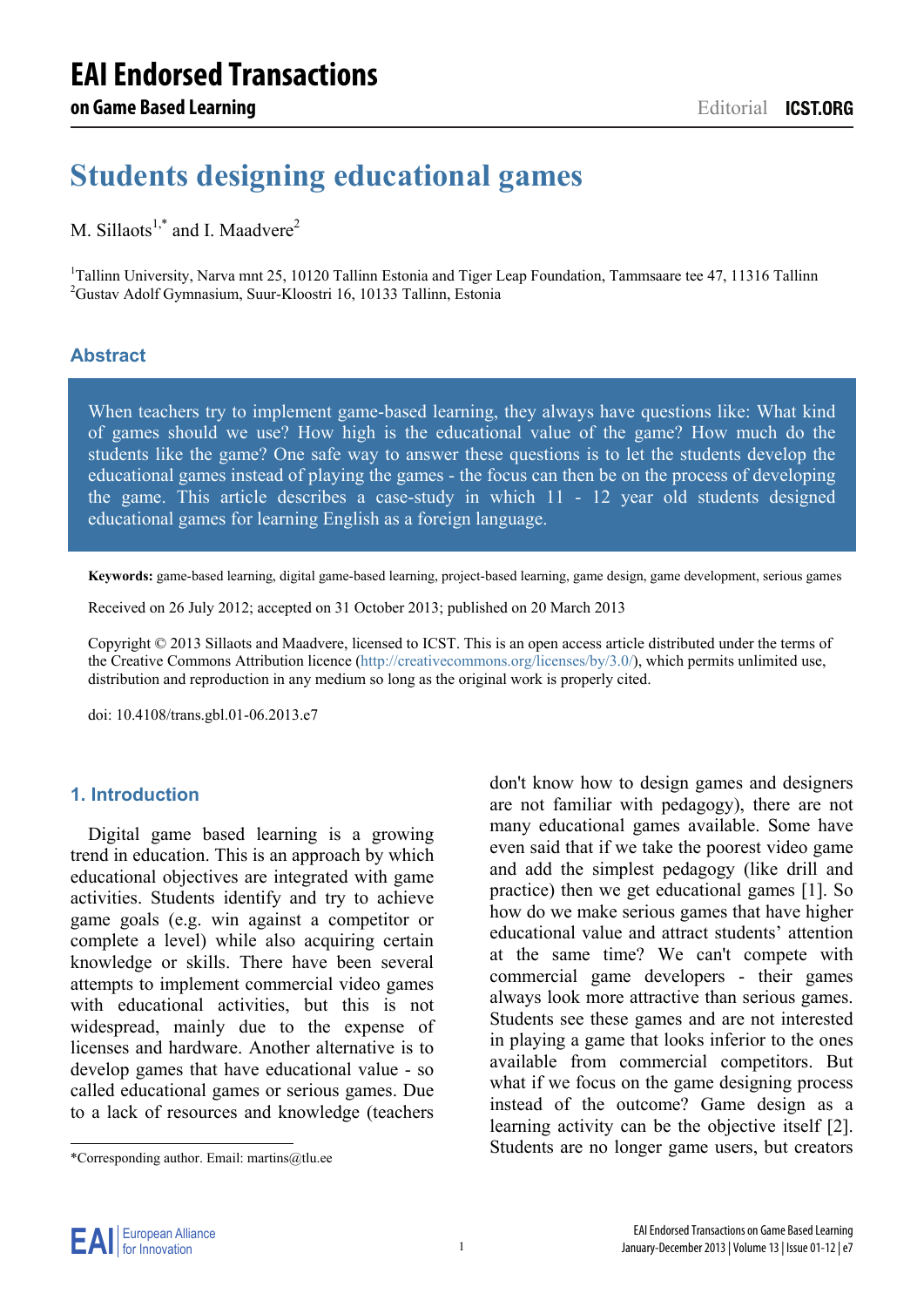#### EAI Endorsed Transactions on Game Based Learning

Editorial **ICST.ORG**

# Students designing educational games

M. Sillaots[1,*] and I. Maadvere[2]

[1]Tallinn University, Narva mnt 25, 10120 Tallinn Estonia and Tiger Leap Foundation, Tammsaare tee 47, 11316 Tallinn
[2]Gustav Adolf Gymnasium, Suur-Kloostri 16, 10133 Tallinn, Estonia

### Abstract

When teachers try to implement game-based learning, they always have questions like: What kind of games should we use? How high is the educational value of the game? How much do the students like the game? One safe way to answer these questions is to let the students develop the educational games instead of playing the games - the focus can then be on the process of developing the game. This article describes a case-study in which 11 - 12 year old students designed educational games for learning English as a foreign language.

**Keywords:** game-based learning, digital game-based learning, project-based learning, game design, game development, serious games

Received on 26 July 2012; accepted on 31 October 2013; published on 20 March 2013

Copyright © 2013 Sillaots and Maadvere, licensed to ICST. This is an open access article distributed under the terms of the Creative Commons Attribution licence (http://creativecommons.org/licenses/by/3.0/), which permits unlimited use, distribution and reproduction in any medium so long as the original work is properly cited.

doi: 10.4108/trans.gbl.01-06.2013.e7

### 1. Introduction

Digital game based learning is a growing trend in education. This is an approach by which educational objectives are integrated with game activities. Students identify and try to achieve game goals (e.g. win against a competitor or complete a level) while also acquiring certain knowledge or skills. There have been several attempts to implement commercial video games with educational activities, but this is not widespread, mainly due to the expense of licenses and hardware. Another alternative is to develop games that have educational value - so called educational games or serious games. Due to a lack of resources and knowledge (teachers don't know how to design games and designers are not familiar with pedagogy), there are not many educational games available. Some have even said that if we take the poorest video game and add the simplest pedagogy (like drill and practice) then we get educational games [1]. So how do we make serious games that have higher educational value and attract students' attention at the same time? We can't compete with commercial game developers - their games always look more attractive than serious games. Students see these games and are not interested in playing a game that looks inferior to the ones available from commercial competitors. But what if we focus on the game designing process instead of the outcome? Game design as a learning activity can be the objective itself [2]. Students are no longer game users, but creators

*Corresponding author. Email: martins@tlu.ee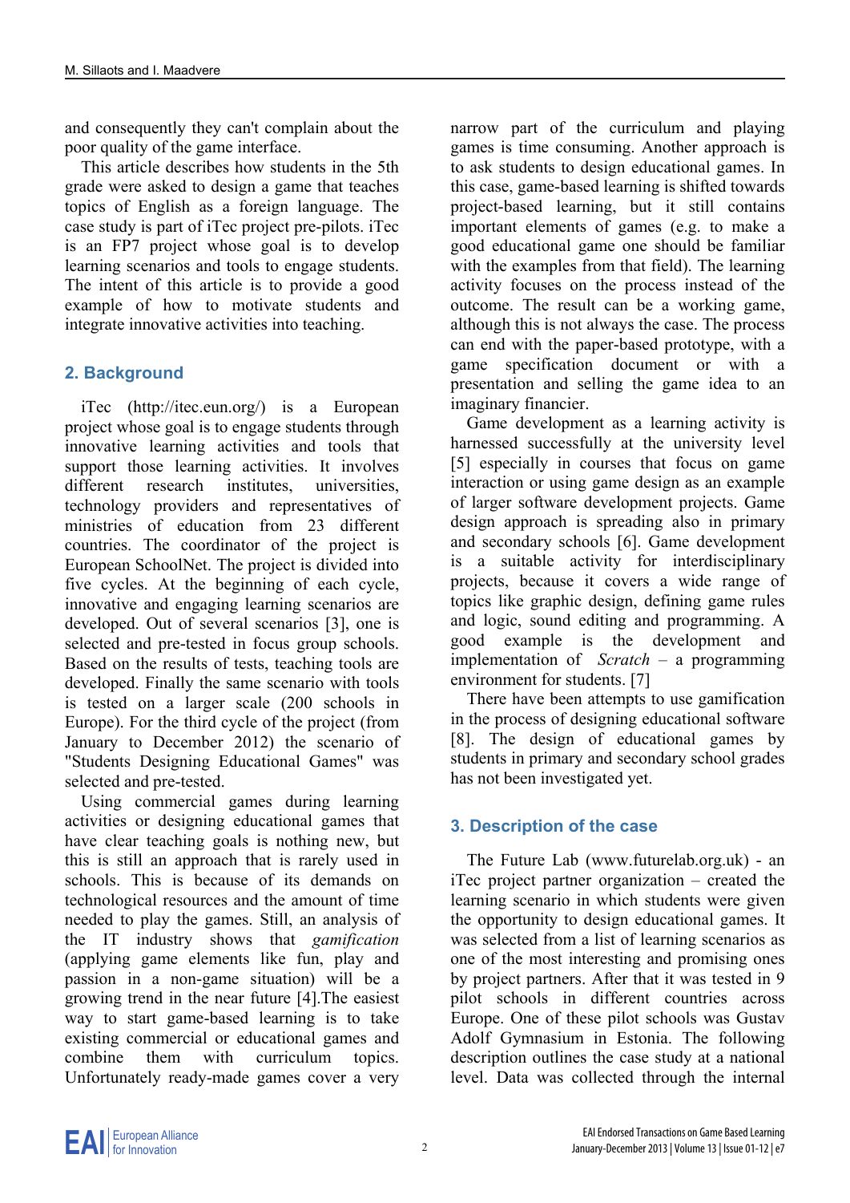and consequently they can't complain about the poor quality of the game interface.

This article describes how students in the 5th grade were asked to design a game that teaches topics of English as a foreign language. The case study is part of iTec project pre-pilots. iTec is an FP7 project whose goal is to develop learning scenarios and tools to engage students. The intent of this article is to provide a good example of how to motivate students and integrate innovative activities into teaching.

## 2. Background

iTec (http://itec.eun.org/) is a European project whose goal is to engage students through innovative learning activities and tools that support those learning activities. It involves different research institutes, universities, technology providers and representatives of ministries of education from 23 different countries. The coordinator of the project is European SchoolNet. The project is divided into five cycles. At the beginning of each cycle, innovative and engaging learning scenarios are developed. Out of several scenarios [3], one is selected and pre-tested in focus group schools. Based on the results of tests, teaching tools are developed. Finally the same scenario with tools is tested on a larger scale (200 schools in Europe). For the third cycle of the project (from January to December 2012) the scenario of "Students Designing Educational Games" was selected and pre-tested.

Using commercial games during learning activities or designing educational games that have clear teaching goals is nothing new, but this is still an approach that is rarely used in schools. This is because of its demands on technological resources and the amount of time needed to play the games. Still, an analysis of the IT industry shows that *gamification* (applying game elements like fun, play and passion in a non-game situation) will be a growing trend in the near future [4].The easiest way to start game-based learning is to take existing commercial or educational games and combine them with curriculum topics. Unfortunately ready-made games cover a very narrow part of the curriculum and playing games is time consuming. Another approach is to ask students to design educational games. In this case, game-based learning is shifted towards project-based learning, but it still contains important elements of games (e.g. to make a good educational game one should be familiar with the examples from that field). The learning activity focuses on the process instead of the outcome. The result can be a working game, although this is not always the case. The process can end with the paper-based prototype, with a game specification document or with a presentation and selling the game idea to an imaginary financier.

Game development as a learning activity is harnessed successfully at the university level [5] especially in courses that focus on game interaction or using game design as an example of larger software development projects. Game design approach is spreading also in primary and secondary schools [6]. Game development is a suitable activity for interdisciplinary projects, because it covers a wide range of topics like graphic design, defining game rules and logic, sound editing and programming. A good example is the development and implementation of *Scratch* – a programming environment for students. [7]

There have been attempts to use gamification in the process of designing educational software [8]. The design of educational games by students in primary and secondary school grades has not been investigated yet.

## 3. Description of the case

The Future Lab (www.futurelab.org.uk) - an iTec project partner organization – created the learning scenario in which students were given the opportunity to design educational games. It was selected from a list of learning scenarios as one of the most interesting and promising ones by project partners. After that it was tested in 9 pilot schools in different countries across Europe. One of these pilot schools was Gustav Adolf Gymnasium in Estonia. The following description outlines the case study at a national level. Data was collected through the internal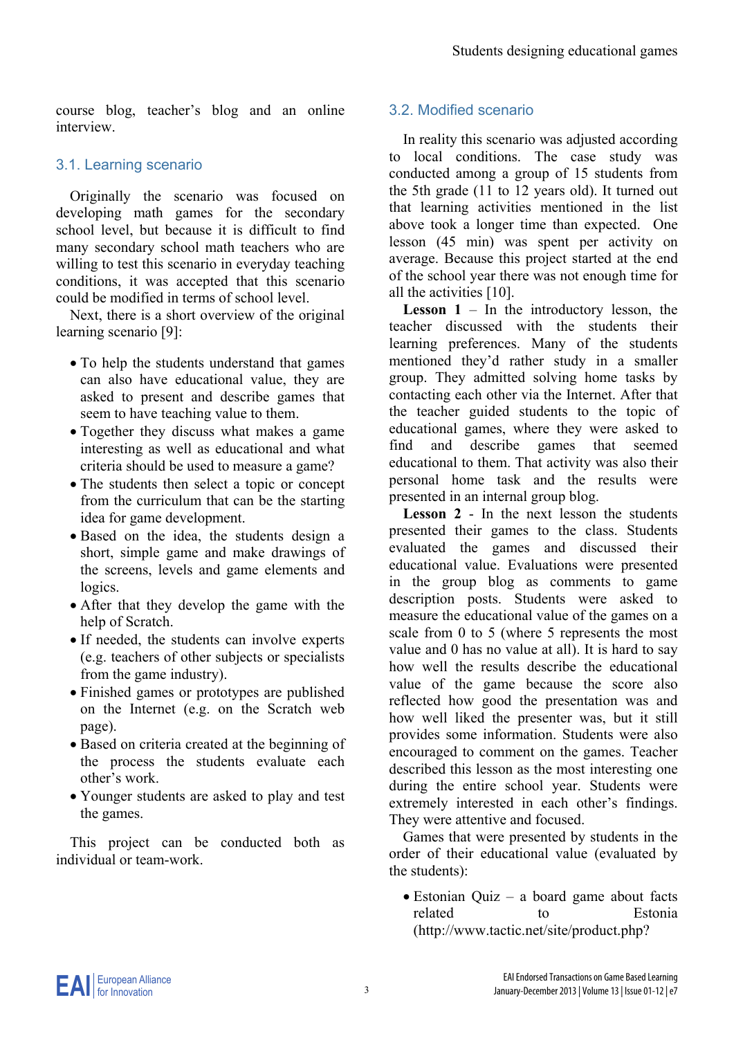course blog, teacher's blog and an online interview.

## 3.1. Learning scenario

Originally the scenario was focused on developing math games for the secondary school level, but because it is difficult to find many secondary school math teachers who are willing to test this scenario in everyday teaching conditions, it was accepted that this scenario could be modified in terms of school level.

Next, there is a short overview of the original learning scenario [9]:

- To help the students understand that games can also have educational value, they are asked to present and describe games that seem to have teaching value to them.
- Together they discuss what makes a game interesting as well as educational and what criteria should be used to measure a game?
- The students then select a topic or concept from the curriculum that can be the starting idea for game development.
- Based on the idea, the students design a short, simple game and make drawings of the screens, levels and game elements and logics.
- After that they develop the game with the help of Scratch.
- If needed, the students can involve experts (e.g. teachers of other subjects or specialists from the game industry).
- Finished games or prototypes are published on the Internet (e.g. on the Scratch web page).
- Based on criteria created at the beginning of the process the students evaluate each other's work.
- Younger students are asked to play and test the games.

This project can be conducted both as individual or team-work.

## 3.2. Modified scenario

In reality this scenario was adjusted according to local conditions. The case study was conducted among a group of 15 students from the 5th grade (11 to 12 years old). It turned out that learning activities mentioned in the list above took a longer time than expected. One lesson (45 min) was spent per activity on average. Because this project started at the end of the school year there was not enough time for all the activities [10].

**Lesson 1** – In the introductory lesson, the teacher discussed with the students their learning preferences. Many of the students mentioned they'd rather study in a smaller group. They admitted solving home tasks by contacting each other via the Internet. After that the teacher guided students to the topic of educational games, where they were asked to find and describe games that seemed educational to them. That activity was also their personal home task and the results were presented in an internal group blog.

**Lesson 2** - In the next lesson the students presented their games to the class. Students evaluated the games and discussed their educational value. Evaluations were presented in the group blog as comments to game description posts. Students were asked to measure the educational value of the games on a scale from 0 to 5 (where 5 represents the most value and 0 has no value at all). It is hard to say how well the results describe the educational value of the game because the score also reflected how good the presentation was and how well liked the presenter was, but it still provides some information. Students were also encouraged to comment on the games. Teacher described this lesson as the most interesting one during the entire school year. Students were extremely interested in each other's findings. They were attentive and focused.

Games that were presented by students in the order of their educational value (evaluated by the students):

- Estonian Quiz – a board game about facts related to Estonia (http://www.tactic.net/site/product.php?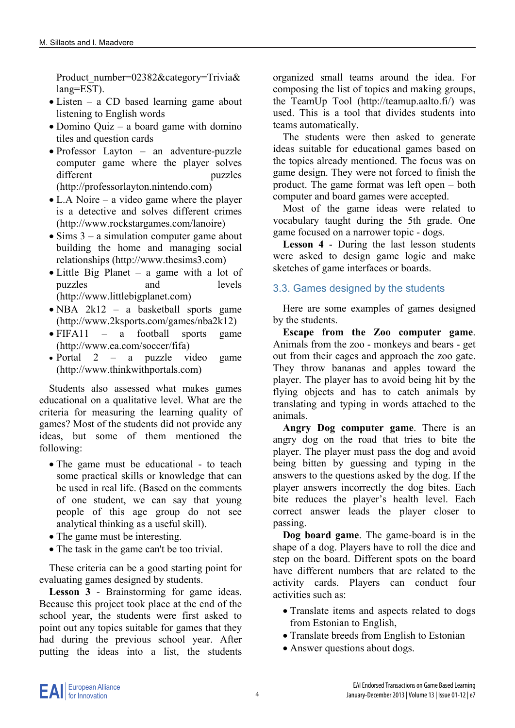Product_number=02382&category=Trivia&lang=EST).

- Listen – a CD based learning game about listening to English words
- Domino Quiz – a board game with domino tiles and question cards
- Professor Layton – an adventure-puzzle computer game where the player solves different puzzles (http://professorlayton.nintendo.com)
- L.A Noire – a video game where the player is a detective and solves different crimes (http://www.rockstargames.com/lanoire)
- Sims 3 – a simulation computer game about building the home and managing social relationships (http://www.thesims3.com)
- Little Big Planet – a game with a lot of puzzles and levels (http://www.littlebigplanet.com)
- NBA 2k12 – a basketball sports game (http://www.2ksports.com/games/nba2k12)
- FIFA11 – a football sports game (http://www.ea.com/soccer/fifa)
- Portal 2 – a puzzle video game (http://www.thinkwithportals.com)

Students also assessed what makes games educational on a qualitative level. What are the criteria for measuring the learning quality of games? Most of the students did not provide any ideas, but some of them mentioned the following:

- The game must be educational - to teach some practical skills or knowledge that can be used in real life. (Based on the comments of one student, we can say that young people of this age group do not see analytical thinking as a useful skill).
- The game must be interesting.
- The task in the game can't be too trivial.

These criteria can be a good starting point for evaluating games designed by students.

**Lesson 3** - Brainstorming for game ideas. Because this project took place at the end of the school year, the students were first asked to point out any topics suitable for games that they had during the previous school year. After putting the ideas into a list, the students organized small teams around the idea. For composing the list of topics and making groups, the TeamUp Tool (http://teamup.aalto.fi/) was used. This is a tool that divides students into teams automatically.

The students were then asked to generate ideas suitable for educational games based on the topics already mentioned. The focus was on game design. They were not forced to finish the product. The game format was left open – both computer and board games were accepted.

Most of the game ideas were related to vocabulary taught during the 5th grade. One game focused on a narrower topic - dogs.

**Lesson 4** - During the last lesson students were asked to design game logic and make sketches of game interfaces or boards.

### 3.3. Games designed by the students

Here are some examples of games designed by the students.

**Escape from the Zoo computer game**. Animals from the zoo - monkeys and bears - get out from their cages and approach the zoo gate. They throw bananas and apples toward the player. The player has to avoid being hit by the flying objects and has to catch animals by translating and typing in words attached to the animals.

**Angry Dog computer game**. There is an angry dog on the road that tries to bite the player. The player must pass the dog and avoid being bitten by guessing and typing in the answers to the questions asked by the dog. If the player answers incorrectly the dog bites. Each bite reduces the player's health level. Each correct answer leads the player closer to passing.

**Dog board game**. The game-board is in the shape of a dog. Players have to roll the dice and step on the board. Different spots on the board have different numbers that are related to the activity cards. Players can conduct four activities such as:

- Translate items and aspects related to dogs from Estonian to English,
- Translate breeds from English to Estonian
- Answer questions about dogs.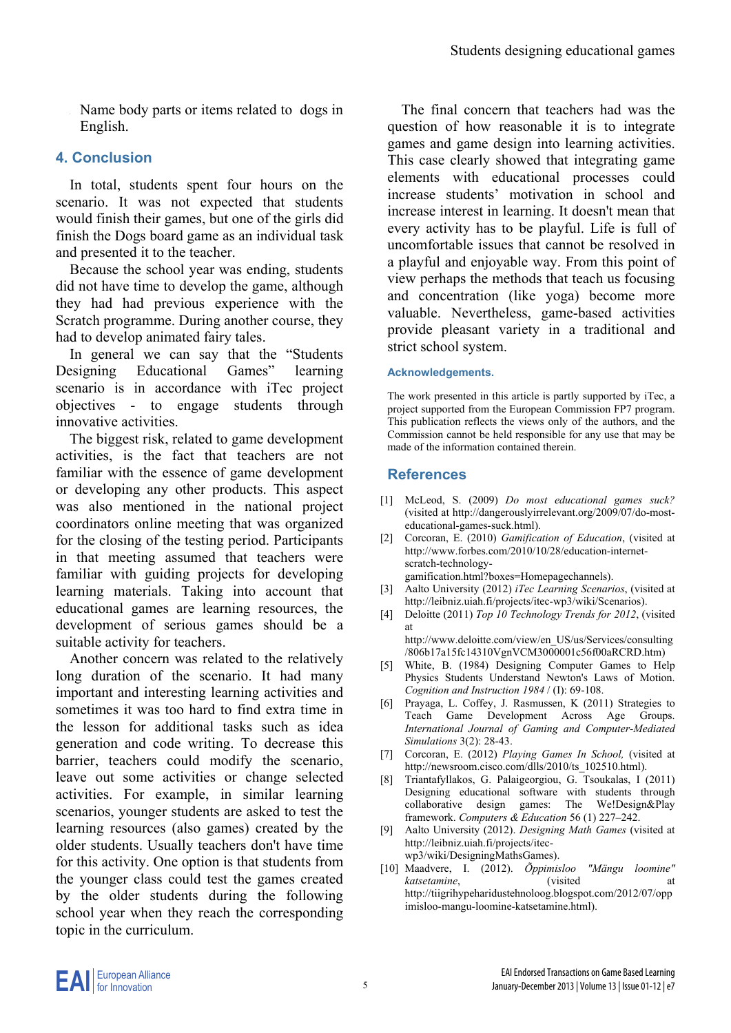- Name body parts or items related to dogs in English.

## 4. Conclusion

In total, students spent four hours on the scenario. It was not expected that students would finish their games, but one of the girls did finish the Dogs board game as an individual task and presented it to the teacher.

Because the school year was ending, students did not have time to develop the game, although they had had previous experience with the Scratch programme. During another course, they had to develop animated fairy tales.

In general we can say that the "Students Designing Educational Games" learning scenario is in accordance with iTec project objectives - to engage students through innovative activities.

The biggest risk, related to game development activities, is the fact that teachers are not familiar with the essence of game development or developing any other products. This aspect was also mentioned in the national project coordinators online meeting that was organized for the closing of the testing period. Participants in that meeting assumed that teachers were familiar with guiding projects for developing learning materials. Taking into account that educational games are learning resources, the development of serious games should be a suitable activity for teachers.

Another concern was related to the relatively long duration of the scenario. It had many important and interesting learning activities and sometimes it was too hard to find extra time in the lesson for additional tasks such as idea generation and code writing. To decrease this barrier, teachers could modify the scenario, leave out some activities or change selected activities. For example, in similar learning scenarios, younger students are asked to test the learning resources (also games) created by the older students. Usually teachers don't have time for this activity. One option is that students from the younger class could test the games created by the older students during the following school year when they reach the corresponding topic in the curriculum.

The final concern that teachers had was the question of how reasonable it is to integrate games and game design into learning activities. This case clearly showed that integrating game elements with educational processes could increase students' motivation in school and increase interest in learning. It doesn't mean that every activity has to be playful. Life is full of uncomfortable issues that cannot be resolved in a playful and enjoyable way. From this point of view perhaps the methods that teach us focusing and concentration (like yoga) become more valuable. Nevertheless, game-based activities provide pleasant variety in a traditional and strict school system.

### Acknowledgements.

The work presented in this article is partly supported by iTec, a project supported from the European Commission FP7 program. This publication reflects the views only of the authors, and the Commission cannot be held responsible for any use that may be made of the information contained therein.

## References

[1] McLeod, S. (2009) *Do most educational games suck?* (visited at http://dangerouslyirrelevant.org/2009/07/do-most-educational-games-suck.html).

[2] Corcoran, E. (2010) *Gamification of Education*, (visited at http://www.forbes.com/2010/10/28/education-internet-scratch-technology-gamification.html?boxes=Homepagechannels).

[3] Aalto University (2012) *iTec Learning Scenarios*, (visited at http://leibniz.uiah.fi/projects/itec-wp3/wiki/Scenarios).

[4] Deloitte (2011) *Top 10 Technology Trends for 2012*, (visited at http://www.deloitte.com/view/en_US/us/Services/consulting/806b17a15fc14310VgnVCM3000001c56f00aRCRD.htm)

[5] White, B. (1984) Designing Computer Games to Help Physics Students Understand Newton's Laws of Motion. *Cognition and Instruction 1984* / (I): 69-108.

[6] Prayaga, L. Coffey, J. Rasmussen, K (2011) Strategies to Teach Game Development Across Age Groups. *International Journal of Gaming and Computer-Mediated Simulations* 3(2): 28-43.

[7] Corcoran, E. (2012) *Playing Games In School,* (visited at http://newsroom.cisco.com/dlls/2010/ts_102510.html).

[8] Triantafyllakos, G. Palaigeorgiou, G. Tsoukalas, I (2011) Designing educational software with students through collaborative design games: The We!Design&Play framework. *Computers & Education* 56 (1) 227–242.

[9] Aalto University (2012). *Designing Math Games* (visited at http://leibniz.uiah.fi/projects/itec-wp3/wiki/DesigningMathsGames).

[10] Maadvere, I. (2012). *Õppimisloo "Mängu loomine" katsetamine*, (visited at http://tiigrihypeharidustehnoloog.blogspot.com/2012/07/oppimisloo-mangu-loomine-katsetamine.html).